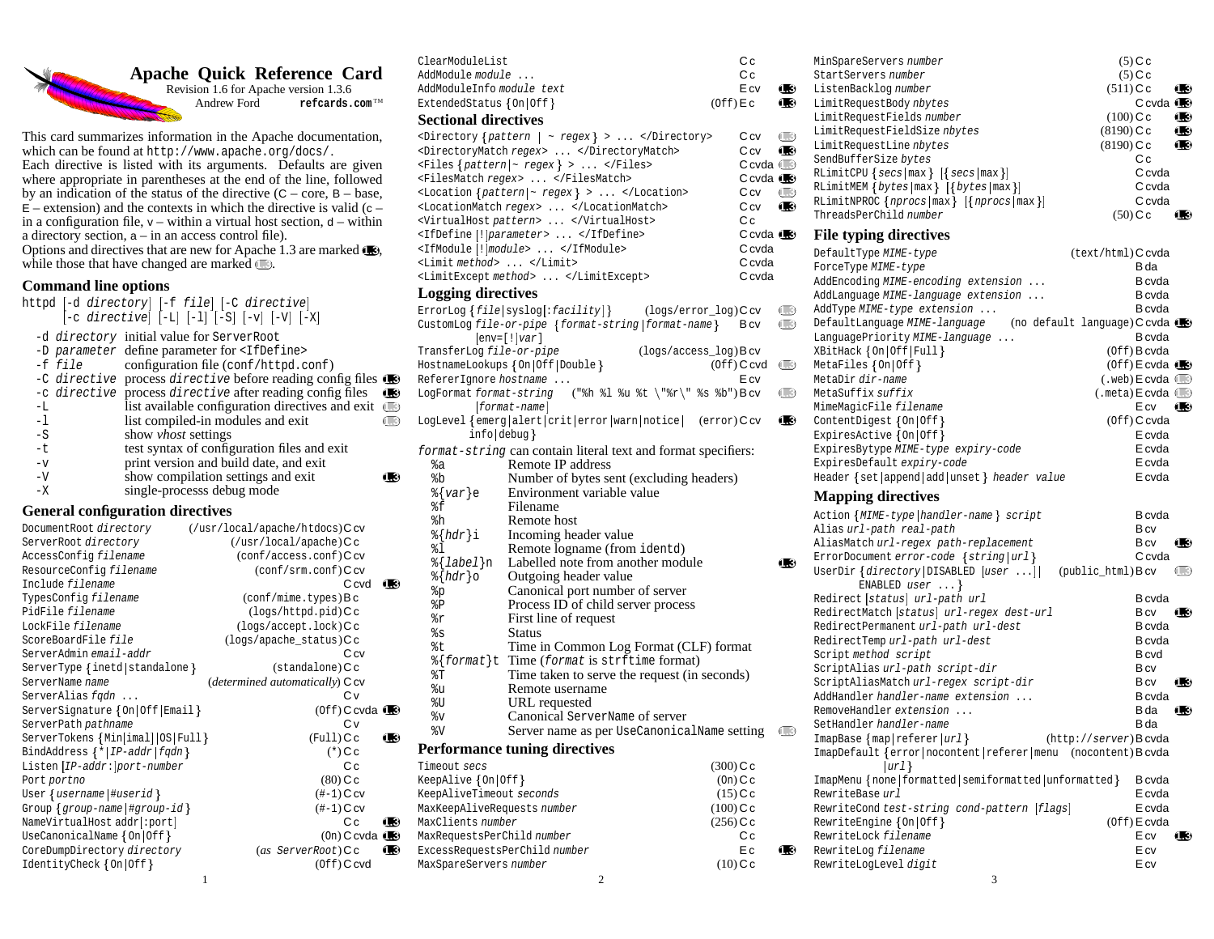# Apache Quick Reference Card

Revision 1.6 for Apache version 1.3.6

Andrew Ford **refcards.com**™

This card summarizes information in the Apache documentation, which can be found at `http://www.apache.org/docs/`.

Each directive is listed with its arguments. Defaults are given where appropriate in parentheses at the end of the line, followed by an indication of the status of the directive (C – core, B – base, E – extension) and the contexts in which the directive is valid (c – in a configuration file, v – within a virtual host section, d – within a directory section, a – in an access control file).

Options and directives that are new for Apache 1.3 are marked [1.3], while those that have changed are marked [1.3 changed].

## Command line options

```
httpd [-d directory] [-f file] [-C directive]
      [-c directive] [-L] [-l] [-S] [-v] [-V] [-X]
```

| Option | Description | |
|---|---|---|
| `-d directory` | initial value for ServerRoot | |
| `-D parameter` | define parameter for `<IfDefine>` | |
| `-f file` | configuration file (`conf/httpd.conf`) | |
| `-C directive` | process *directive* before reading config files | 1.3 |
| `-c directive` | process *directive* after reading config files | 1.3 |
| `-L` | list available configuration directives and exit | 1.3 changed |
| `-l` | list compiled-in modules and exit | 1.3 changed |
| `-S` | show *vhost* settings | |
| `-t` | test syntax of configuration files and exit | |
| `-v` | print version and build date, and exit | |
| `-V` | show compilation settings and exit | 1.3 |
| `-X` | single-processs debug mode | |

## General configuration directives

| Directive | Default | Status | |
|---|---|---|---|
| `DocumentRoot directory` | (/usr/local/apache/htdocs) | C cv | |
| `ServerRoot directory` | (/usr/local/apache) | C c | |
| `AccessConfig filename` | (conf/access.conf) | C cv | |
| `ResourceConfig filename` | (conf/srm.conf) | C cv | |
| `Include filename` | | C cvd | 1.3 |
| `TypesConfig filename` | (conf/mime.types) | B c | |
| `PidFile filename` | (logs/httpd.pid) | C c | |
| `LockFile filename` | (logs/accept.lock) | C c | |
| `ScoreBoardFile file` | (logs/apache_status) | C c | |
| `ServerAdmin email-addr` | | C cv | |
| `ServerType {inetd\|standalone}` | (standalone) | C c | |
| `ServerName name` | (*determined automatically*) | C cv | |
| `ServerAlias fqdn ...` | | C v | |
| `ServerSignature {On\|Off\|Email}` | (Off) | C cvda | 1.3 |
| `ServerPath pathname` | | C v | |
| `ServerTokens {Min[imal]\|OS\|Full}` | (Full) | C c | 1.3 |
| `BindAddress {*\|IP-addr\|fqdn}` | (*) | C c | |
| `Listen [IP-addr:]port-number` | | C c | |
| `Port portno` | (80) | C c | |
| `User {username\|#userid}` | (#-1) | C cv | |
| `Group {group-name\|#group-id}` | (#-1) | C cv | |
| `NameVirtualHost addr[:port]` | | C c | 1.3 |
| `UseCanonicalName {On\|Off}` | (On) | C cvda | 1.3 |
| `CoreDumpDirectory directory` | (*as ServerRoot*) | C c | 1.3 |
| `IdentityCheck {On\|Off}` | (Off) | C cvd | |
| `ClearModuleList` | | C c | |
| `AddModule module ...` | | C c | |
| `AddModuleInfo module text` | | E cv | 1.3 |
| `ExtendedStatus {On\|Off}` | (Off) | E c | 1.3 |

## Sectional directives

| Directive | Status | |
|---|---|---|
| `<Directory {pattern \| ~ regex} > ... </Directory>` | C cv | 1.3 changed |
| `<DirectoryMatch regex> ... </DirectoryMatch>` | C cv | 1.3 |
| `<Files {pattern\|~ regex} > ... </Files>` | C cvda | 1.3 changed |
| `<FilesMatch regex> ... </FilesMatch>` | C cvda | 1.3 |
| `<Location {pattern\|~ regex} > ... </Location>` | C cv | 1.3 changed |
| `<LocationMatch regex> ... </LocationMatch>` | C cv | 1.3 |
| `<VirtualHost pattern> ... </VirtualHost>` | C c | |
| `<IfDefine [!]parameter> ... </IfDefine>` | C cvda | 1.3 |
| `<IfModule [!]module> ... </IfModule>` | C cvda | |
| `<Limit method> ... </Limit>` | C cvda | |
| `<LimitExcept method> ... </LimitExcept>` | C cvda | |

## Logging directives

| Directive | Default | Status | |
|---|---|---|---|
| `ErrorLog {file\|syslog[:facility]}` | (logs/error_log) | C cv | 1.3 changed |
| `CustomLog file-or-pipe {format-string\|format-name} [env=[!]var]` | | B cv | 1.3 changed |
| `TransferLog file-or-pipe` | (logs/access_log) | B cv | |
| `HostnameLookups {On\|Off\|Double}` | (Off) | C cvd | 1.3 changed |
| `RefererIgnore hostname ...` | | E cv | |
| `LogFormat format-string [format-name]` | ("%h %l %u %t \"%r\" %s %b") | B cv | 1.3 changed |
| `LogLevel {emerg\|alert\|crit\|error\|warn\|notice\|info\|debug}` | (error) | C cv | 1.3 |

*format-string* can contain literal text and format specifiers:

| Specifier | Meaning | |
|---|---|---|
| `%a` | Remote IP address | |
| `%b` | Number of bytes sent (excluding headers) | |
| `%{var}e` | Environment variable value | |
| `%f` | Filename | |
| `%h` | Remote host | |
| `%{hdr}i` | Incoming header value | |
| `%l` | Remote logname (from `identd`) | |
| `%{label}n` | Labelled note from another module | 1.3 |
| `%{hdr}o` | Outgoing header value | |
| `%p` | Canonical port number of server | |
| `%P` | Process ID of child server process | |
| `%r` | First line of request | |
| `%s` | Status | |
| `%t` | Time in Common Log Format (CLF) format | |
| `%{format}t` | Time (*format* is `strftime` format) | |
| `%T` | Time taken to serve the request (in seconds) | |
| `%u` | Remote username | |
| `%U` | URL requested | |
| `%v` | Canonical `ServerName` of server | |
| `%V` | Server name as per `UseCanonicalName` setting | 1.3 changed |

## Performance tuning directives

| Directive | Default | Status | |
|---|---|---|---|
| `Timeout secs` | (300) | C c | |
| `KeepAlive {On\|Off}` | (On) | C c | |
| `KeepAliveTimeout seconds` | (15) | C c | |
| `MaxKeepAliveRequests number` | (100) | C c | |
| `MaxClients number` | (256) | C c | |
| `MaxRequestsPerChild number` | | C c | |
| `ExcessRequestsPerChild number` | | E c | 1.3 |
| `MaxSpareServers number` | (10) | C c | |
| `MinSpareServers number` | (5) | C c | |
| `StartServers number` | (5) | C c | |
| `ListenBacklog number` | (511) | C c | 1.3 |
| `LimitRequestBody nbytes` | | C cvda | 1.3 |
| `LimitRequestFields number` | (100) | C c | 1.3 |
| `LimitRequestFieldSize nbytes` | (8190) | C c | 1.3 |
| `LimitRequestLine nbytes` | (8190) | C c | 1.3 |
| `SendBufferSize bytes` | | C c | |
| `RLimitCPU {secs\|max} [{secs\|max}]` | | C cvda | |
| `RLimitMEM {bytes\|max} [{bytes\|max}]` | | C cvda | |
| `RLimitNPROC {nprocs\|max} [{nprocs\|max}]` | | C cvda | |
| `ThreadsPerChild number` | (50) | C c | 1.3 |

## File typing directives

| Directive | Default | Status | |
|---|---|---|---|
| `DefaultType MIME-type` | (text/html) | C cvda | |
| `ForceType MIME-type` | | B da | |
| `AddEncoding MIME-encoding extension ...` | | B cvda | |
| `AddLanguage MIME-language extension ...` | | B cvda | |
| `AddType MIME-type extension ...` | | B cvda | |
| `DefaultLanguage MIME-language` | (no default language) | C cvda | 1.3 |
| `LanguagePriority MIME-language ...` | | B cvda | |
| `XBitHack {On\|Off\|Full}` | (Off) | B cvda | |
| `MetaFiles {On\|Off}` | (Off) | E cvda | 1.3 |
| `MetaDir dir-name` | (.web) | E cvda | 1.3 changed |
| `MetaSuffix suffix` | (.meta) | E cvda | 1.3 changed |
| `MimeMagicFile filename` | | E cv | 1.3 |
| `ContentDigest {On\|Off}` | (Off) | C cvda | |
| `ExpiresActive {On\|Off}` | | E cvda | |
| `ExpiresBytype MIME-type expiry-code` | | E cvda | |
| `ExpiresDefault expiry-code` | | E cvda | |
| `Header {set\|append\|add\|unset} header value` | | E cvda | |

## Mapping directives

| Directive | Default | Status | |
|---|---|---|---|
| `Action {MIME-type\|handler-name} script` | | B cvda | |
| `Alias url-path real-path` | | B cv | |
| `AliasMatch url-regex path-replacement` | | B cv | 1.3 |
| `ErrorDocument error-code {string\|url}` | | C cvda | |
| `UserDir {directory\|DISABLED [user ...]\| ENABLED user ...}` | (public_html) | B cv | 1.3 changed |
| `Redirect [status] url-path url` | | B cvda | |
| `RedirectMatch [status] url-regex dest-url` | | B cv | 1.3 |
| `RedirectPermanent url-path url-dest` | | B cvda | |
| `RedirectTemp url-path url-dest` | | B cvda | |
| `Script method script` | | B cvd | |
| `ScriptAlias url-path script-dir` | | B cv | |
| `ScriptAliasMatch url-regex script-dir` | | B cv | 1.3 |
| `AddHandler handler-name extension ...` | | B cvda | |
| `RemoveHandler extension ...` | | B da | 1.3 |
| `SetHandler handler-name` | | B da | |
| `ImapBase {map\|referer\|url}` | (http://server) | B cvda | |
| `ImapDefault {error\|nocontent\|referer\|menu [url]}` | (nocontent) | B cvda | |
| `ImapMenu {none\|formatted\|semiformatted\|unformatted}` | | B cvda | |
| `RewriteBase url` | | E cvda | |
| `RewriteCond test-string cond-pattern [flags]` | | E cvda | |
| `RewriteEngine {On\|Off}` | (Off) | E cvda | |
| `RewriteLock filename` | | E cv | 1.3 |
| `RewriteLog filename` | | E cv | |
| `RewriteLogLevel digit` | | E cv | |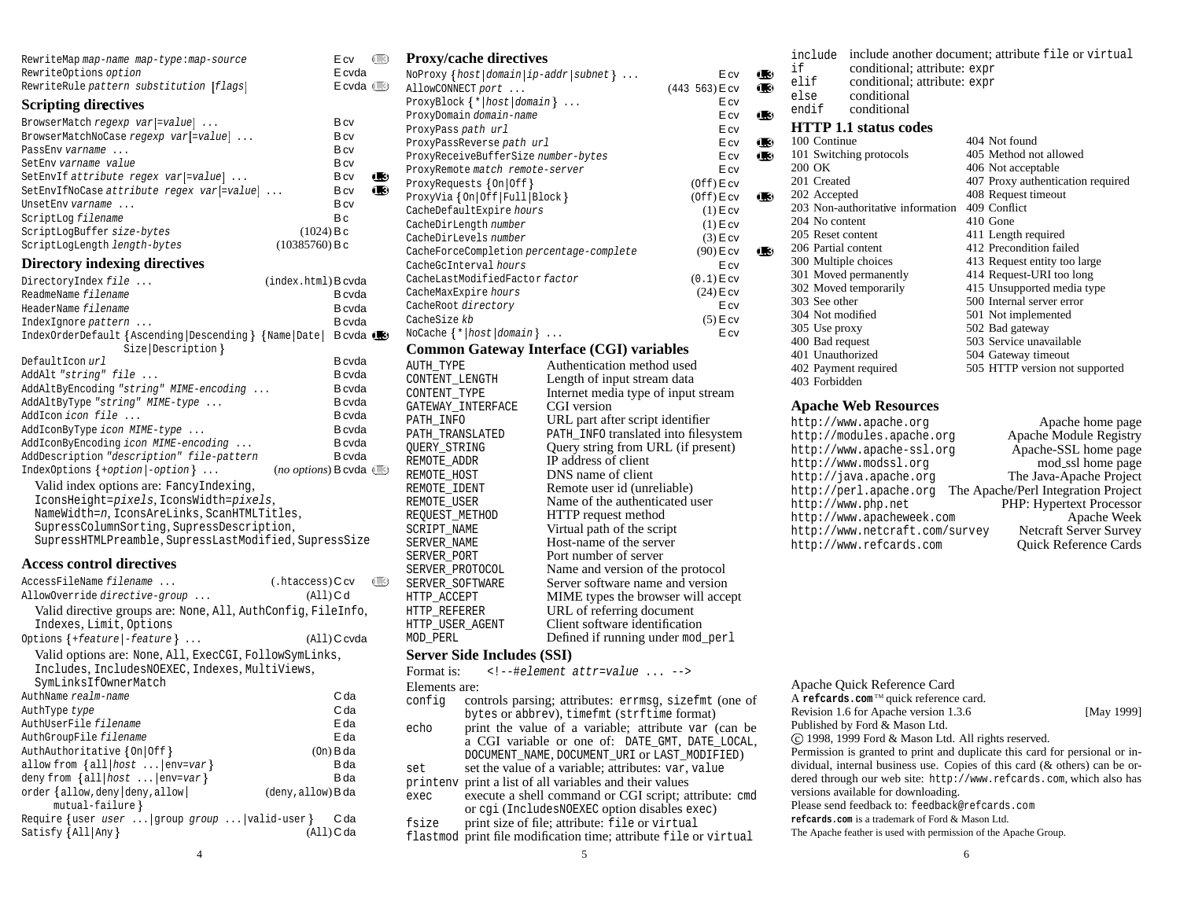| | | | |
|---|---|---|---|
| RewriteMap *map-name map-type*:*map-source* | | E cv | 1.3 |
| RewriteOptions *option* | | E cvda | |
| RewriteRule *pattern substitution* [*flags*] | | E cvda | 1.3 |

## Scripting directives

| | | | |
|---|---|---|---|
| BrowserMatch *regexp var*[=*value*] ... | | B cv | |
| BrowserMatchNoCase *regexp var*[=*value*] ... | | B cv | |
| PassEnv *varname* ... | | B cv | |
| SetEnv *varname value* | | B cv | |
| SetEnvIf *attribute regex var*[=*value*] ... | | B cv | 1.3 |
| SetEnvIfNoCase *attribute regex var*[=*value*] ... | | B cv | 1.3 |
| UnsetEnv *varname* ... | | B cv | |
| ScriptLog *filename* | | B c | |
| ScriptLogBuffer *size-bytes* | (1024) | B c | |
| ScriptLogLength *length-bytes* | (10385760) | B c | |

## Directory indexing directives

| | | | |
|---|---|---|---|
| DirectoryIndex *file* ... | (index.html) | B cvda | |
| ReadmeName *filename* | | B cvda | |
| HeaderName *filename* | | B cvda | |
| IndexIgnore *pattern* ... | | B cvda | |
| IndexOrderDefault {Ascending\|Descending} {Name\|Date\|Size\|Description} | | B cvda | 1.3 |
| DefaultIcon *url* | | B cvda | |
| AddAlt *"string" file* ... | | B cvda | |
| AddAltByEncoding *"string" MIME-encoding* ... | | B cvda | |
| AddAltByType *"string" MIME-type* ... | | B cvda | |
| AddIcon *icon file* ... | | B cvda | |
| AddIconByType *icon MIME-type* ... | | B cvda | |
| AddIconByEncoding *icon MIME-encoding* ... | | B cvda | |
| AddDescription *"description" file-pattern* | | B cvda | |
| IndexOptions {+*option*\|-*option*} ... | (*no options*) | B cvda | 1.3 |

Valid index options are: FancyIndexing, IconsHeight=*pixels*, IconsWidth=*pixels*, NameWidth=*n*, IconsAreLinks, ScanHTMLTitles, SupressColumnSorting, SupressDescription, SupressHTMLPreamble, SupressLastModified, SupressSize

## Access control directives

| | | | |
|---|---|---|---|
| AccessFileName *filename* ... | (.htaccess) | C cv | 1.3 |
| AllowOverride *directive-group* ... | (All) | C d | |

Valid directive groups are: None, All, AuthConfig, FileInfo, Indexes, Limit, Options

| | | | |
|---|---|---|---|
| Options {+*feature*\|-*feature*} ... | (All) | C cvda | |

Valid options are: None, All, ExecCGI, FollowSymLinks, Includes, IncludesNOEXEC, Indexes, MultiViews, SymLinksIfOwnerMatch

| | | | |
|---|---|---|---|
| AuthName *realm-name* | | C da | |
| AuthType *type* | | C da | |
| AuthUserFile *filename* | | E da | |
| AuthGroupFile *filename* | | E da | |
| AuthAuthoritative {On\|Off} | (On) | B da | |
| allow from {all\|*host* ...\|env=*var*} | | B da | |
| deny from {all\|*host* ...\|env=*var*} | | B da | |
| order {allow,deny\|deny,allow\|mutual-failure} | (deny,allow) | B da | |
| Require {user *user* ...\|group *group* ...\|valid-user} | | C da | |
| Satisfy {All\|Any} | (All) | C da | |

## Proxy/cache directives

| | | | |
|---|---|---|---|
| NoProxy {*host*\|*domain*\|*ip-addr*\|*subnet*} ... | | E cv | 1.3 |
| AllowCONNECT *port* ... | (443 563) | E cv | 1.3 |
| ProxyBlock {\*\|*host*\|*domain*} ... | | E cv | |
| ProxyDomain *domain-name* | | E cv | 1.3 |
| ProxyPass *path url* | | E cv | |
| ProxyPassReverse *path url* | | E cv | 1.3 |
| ProxyReceiveBufferSize *number-bytes* | | E cv | 1.3 |
| ProxyRemote *match remote-server* | | E cv | |
| ProxyRequests {On\|Off} | (Off) | E cv | |
| ProxyVia {On\|Off\|Full\|Block} | (Off) | E cv | 1.3 |
| CacheDefaultExpire *hours* | (1) | E cv | |
| CacheDirLength *number* | (1) | E cv | |
| CacheDirLevels *number* | (3) | E cv | |
| CacheForceCompletion *percentage-complete* | (90) | E cv | 1.3 |
| CacheGcInterval *hours* | | E cv | |
| CacheLastModifiedFactor *factor* | (0.1) | E cv | |
| CacheMaxExpire *hours* | (24) | E cv | |
| CacheRoot *directory* | | E cv | |
| CacheSize *kb* | (5) | E cv | |
| NoCache {\*\|*host*\|*domain*} ... | | E cv | |

## Common Gateway Interface (CGI) variables

| | |
|---|---|
| AUTH_TYPE | Authentication method used |
| CONTENT_LENGTH | Length of input stream data |
| CONTENT_TYPE | Internet media type of input stream |
| GATEWAY_INTERFACE | CGI version |
| PATH_INFO | URL part after script identifier |
| PATH_TRANSLATED | PATH_INFO translated into filesystem |
| QUERY_STRING | Query string from URL (if present) |
| REMOTE_ADDR | IP address of client |
| REMOTE_HOST | DNS name of client |
| REMOTE_IDENT | Remote user id (unreliable) |
| REMOTE_USER | Name of the authenticated user |
| REQUEST_METHOD | HTTP request method |
| SCRIPT_NAME | Virtual path of the script |
| SERVER_NAME | Host-name of the server |
| SERVER_PORT | Port number of server |
| SERVER_PROTOCOL | Name and version of the protocol |
| SERVER_SOFTWARE | Server software name and version |
| HTTP_ACCEPT | MIME types the browser will accept |
| HTTP_REFERER | URL of referring document |
| HTTP_USER_AGENT | Client software identification |
| MOD_PERL | Defined if running under mod_perl |

## Server Side Includes (SSI)

Format is: `<!--#element attr=value ... -->`

Elements are:

| | |
|---|---|
| config | controls parsing; attributes: errmsg, sizefmt (one of bytes or abbrev), timefmt (strftime format) |
| echo | print the value of a variable; attribute var (can be a CGI variable or one of: DATE_GMT, DATE_LOCAL, DOCUMENT_NAME, DOCUMENT_URI or LAST_MODIFIED) |
| set | set the value of a variable; attributes: var, value |
| printenv | print a list of all variables and their values |
| exec | execute a shell command or CGI script; attribute: cmd or cgi (IncludesNOEXEC option disables exec) |
| fsize | print size of file; attribute: file or virtual |
| flastmod | print file modification time; attribute file or virtual |
| include | include another document; attribute file or virtual |
| if | conditional; attribute: expr |
| elif | conditional; attribute: expr |
| else | conditional |
| endif | conditional |

## HTTP 1.1 status codes

| | |
|---|---|
| 100 Continue | 404 Not found |
| 101 Switching protocols | 405 Method not allowed |
| 200 OK | 406 Not acceptable |
| 201 Created | 407 Proxy authentication required |
| 202 Accepted | 408 Request timeout |
| 203 Non-authoritative information | 409 Conflict |
| 204 No content | 410 Gone |
| 205 Reset content | 411 Length required |
| 206 Partial content | 412 Precondition failed |
| 300 Multiple choices | 413 Request entity too large |
| 301 Moved permanently | 414 Request-URI too long |
| 302 Moved temporarily | 415 Unsupported media type |
| 303 See other | 500 Internal server error |
| 304 Not modified | 501 Not implemented |
| 305 Use proxy | 502 Bad gateway |
| 400 Bad request | 503 Service unavailable |
| 401 Unauthorized | 504 Gateway timeout |
| 402 Payment required | 505 HTTP version not supported |
| 403 Forbidden | |

## Apache Web Resources

| | |
|---|---|
| http://www.apache.org | Apache home page |
| http://modules.apache.org | Apache Module Registry |
| http://www.apache-ssl.org | Apache-SSL home page |
| http://www.modssl.org | mod_ssl home page |
| http://java.apache.org | The Java-Apache Project |
| http://perl.apache.org | The Apache/Perl Integration Project |
| http://www.php.net | PHP: Hypertext Processor |
| http://www.apacheweek.com | Apache Week |
| http://www.netcraft.com/survey | Netcraft Server Survey |
| http://www.refcards.com | Quick Reference Cards |

Apache Quick Reference Card

A **refcards.com**™ quick reference card.

Revision 1.6 for Apache version 1.3.6 [May 1999]

Published by Ford & Mason Ltd.

© 1998, 1999 Ford & Mason Ltd. All rights reserved.

Permission is granted to print and duplicate this card for personal or individual, internal business use. Copies of this card (& others) can be ordered through our web site: http://www.refcards.com, which also has versions available for downloading.

Please send feedback to: feedback@refcards.com

**refcards.com** is a trademark of Ford & Mason Ltd.

The Apache feather is used with permission of the Apache Group.